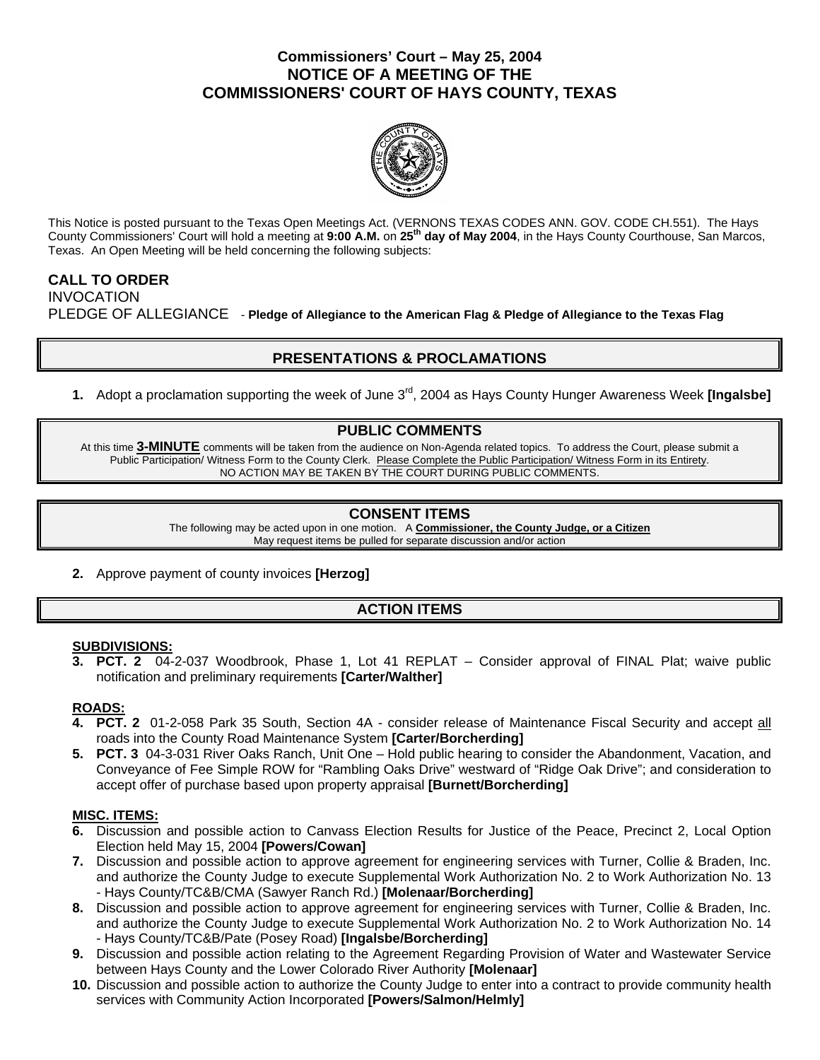# Commissioners' Court – May 25, 2004
# NOTICE OF A MEETING OF THE COMMISSIONERS' COURT OF HAYS COUNTY, TEXAS

This Notice is posted pursuant to the Texas Open Meetings Act. (VERNONS TEXAS CODES ANN. GOV. CODE CH.551). The Hays County Commissioners' Court will hold a meeting at **9:00 A.M.** on **25th day of May 2004**, in the Hays County Courthouse, San Marcos, Texas. An Open Meeting will be held concerning the following subjects:

**CALL TO ORDER**

INVOCATION

PLEDGE OF ALLEGIANCE - **Pledge of Allegiance to the American Flag & Pledge of Allegiance to the Texas Flag**

## PRESENTATIONS & PROCLAMATIONS

**1.** Adopt a proclamation supporting the week of June 3rd, 2004 as Hays County Hunger Awareness Week **[Ingalsbe]**

## PUBLIC COMMENTS

At this time **3-MINUTE** comments will be taken from the audience on Non-Agenda related topics. To address the Court, please submit a Public Participation/ Witness Form to the County Clerk. Please Complete the Public Participation/ Witness Form in its Entirety. NO ACTION MAY BE TAKEN BY THE COURT DURING PUBLIC COMMENTS.

## CONSENT ITEMS

The following may be acted upon in one motion. A **Commissioner, the County Judge, or a Citizen** May request items be pulled for separate discussion and/or action

**2.** Approve payment of county invoices **[Herzog]**

## ACTION ITEMS

**SUBDIVISIONS:**

**3. PCT. 2** 04-2-037 Woodbrook, Phase 1, Lot 41 REPLAT – Consider approval of FINAL Plat; waive public notification and preliminary requirements **[Carter/Walther]**

**ROADS:**

**4. PCT. 2** 01-2-058 Park 35 South, Section 4A - consider release of Maintenance Fiscal Security and accept all roads into the County Road Maintenance System **[Carter/Borcherding]**

**5. PCT. 3** 04-3-031 River Oaks Ranch, Unit One – Hold public hearing to consider the Abandonment, Vacation, and Conveyance of Fee Simple ROW for "Rambling Oaks Drive" westward of "Ridge Oak Drive"; and consideration to accept offer of purchase based upon property appraisal **[Burnett/Borcherding]**

**MISC. ITEMS:**

**6.** Discussion and possible action to Canvass Election Results for Justice of the Peace, Precinct 2, Local Option Election held May 15, 2004 **[Powers/Cowan]**

**7.** Discussion and possible action to approve agreement for engineering services with Turner, Collie & Braden, Inc. and authorize the County Judge to execute Supplemental Work Authorization No. 2 to Work Authorization No. 13 - Hays County/TC&B/CMA (Sawyer Ranch Rd.) **[Molenaar/Borcherding]**

**8.** Discussion and possible action to approve agreement for engineering services with Turner, Collie & Braden, Inc. and authorize the County Judge to execute Supplemental Work Authorization No. 2 to Work Authorization No. 14 - Hays County/TC&B/Pate (Posey Road) **[Ingalsbe/Borcherding]**

**9.** Discussion and possible action relating to the Agreement Regarding Provision of Water and Wastewater Service between Hays County and the Lower Colorado River Authority **[Molenaar]**

**10.** Discussion and possible action to authorize the County Judge to enter into a contract to provide community health services with Community Action Incorporated **[Powers/Salmon/Helmly]**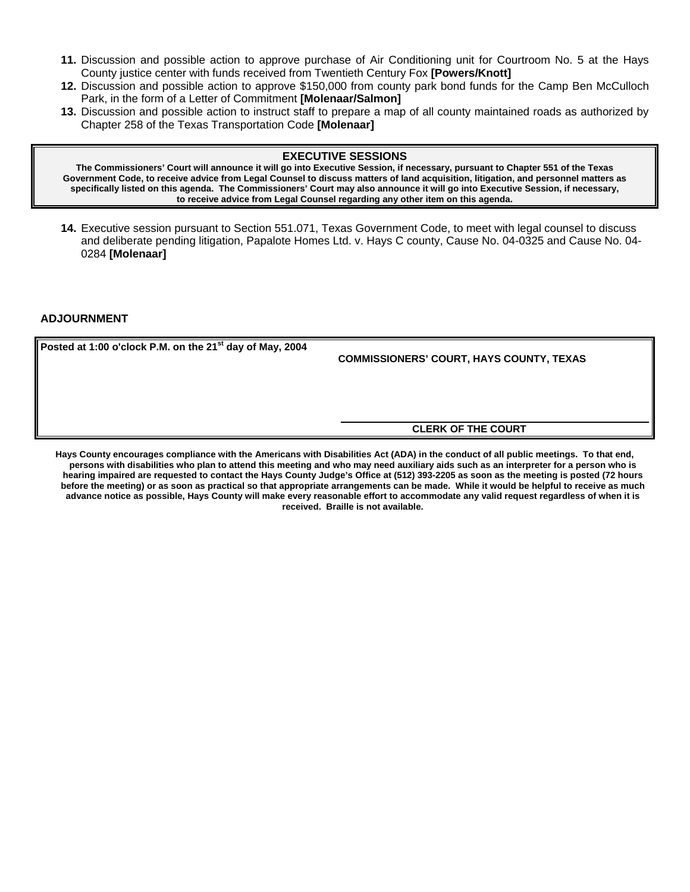11. Discussion and possible action to approve purchase of Air Conditioning unit for Courtroom No. 5 at the Hays County justice center with funds received from Twentieth Century Fox **[Powers/Knott]**
12. Discussion and possible action to approve $150,000 from county park bond funds for the Camp Ben McCulloch Park, in the form of a Letter of Commitment **[Molenaar/Salmon]**
13. Discussion and possible action to instruct staff to prepare a map of all county maintained roads as authorized by Chapter 258 of the Texas Transportation Code **[Molenaar]**

## EXECUTIVE SESSIONS

**The Commissioners' Court will announce it will go into Executive Session, if necessary, pursuant to Chapter 551 of the Texas Government Code, to receive advice from Legal Counsel to discuss matters of land acquisition, litigation, and personnel matters as specifically listed on this agenda. The Commissioners' Court may also announce it will go into Executive Session, if necessary, to receive advice from Legal Counsel regarding any other item on this agenda.**

14. Executive session pursuant to Section 551.071, Texas Government Code, to meet with legal counsel to discuss and deliberate pending litigation, Papalote Homes Ltd. v. Hays C county, Cause No. 04-0325 and Cause No. 04-0284 **[Molenaar]**

## ADJOURNMENT

**Posted at 1:00 o'clock P.M. on the 21st day of May, 2004**

**COMMISSIONERS' COURT, HAYS COUNTY, TEXAS**

**CLERK OF THE COURT**

**Hays County encourages compliance with the Americans with Disabilities Act (ADA) in the conduct of all public meetings. To that end, persons with disabilities who plan to attend this meeting and who may need auxiliary aids such as an interpreter for a person who is hearing impaired are requested to contact the Hays County Judge's Office at (512) 393-2205 as soon as the meeting is posted (72 hours before the meeting) or as soon as practical so that appropriate arrangements can be made. While it would be helpful to receive as much advance notice as possible, Hays County will make every reasonable effort to accommodate any valid request regardless of when it is received. Braille is not available.**